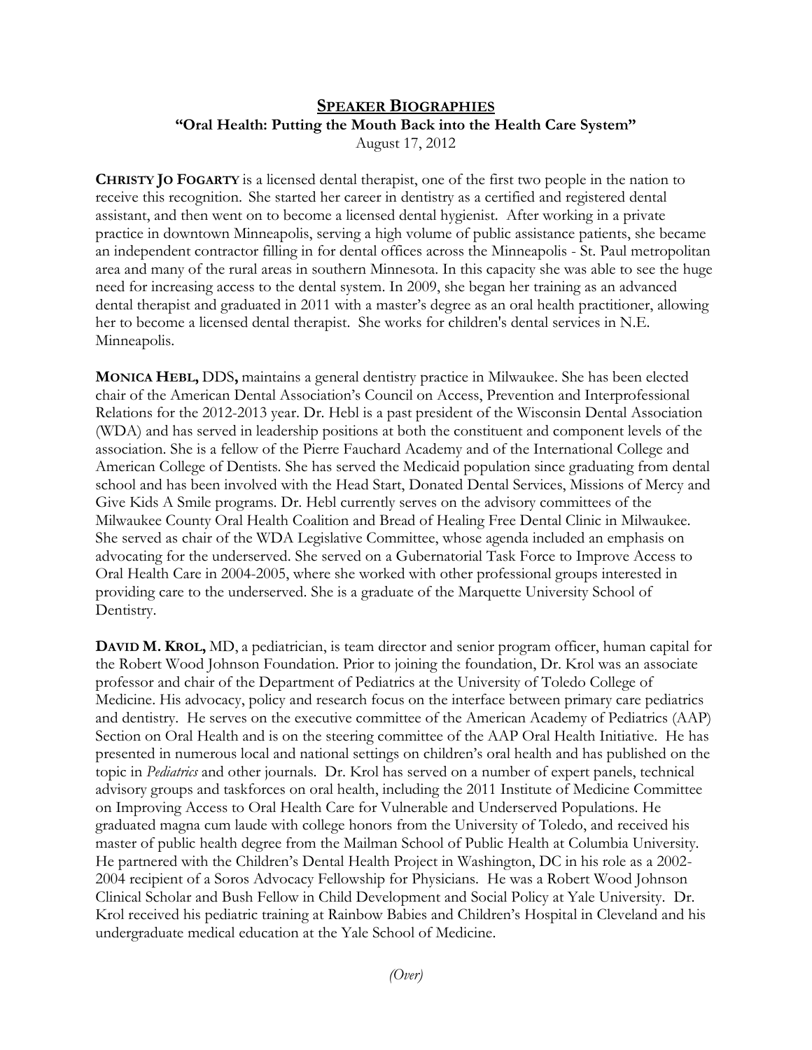## SPEAKER BIOGRAPHIES

**"Oral Health: Putting the Mouth Back into the Health Care System"**

August 17, 2012

**CHRISTY JO FOGARTY** is a licensed dental therapist, one of the first two people in the nation to receive this recognition. She started her career in dentistry as a certified and registered dental assistant, and then went on to become a licensed dental hygienist. After working in a private practice in downtown Minneapolis, serving a high volume of public assistance patients, she became an independent contractor filling in for dental offices across the Minneapolis - St. Paul metropolitan area and many of the rural areas in southern Minnesota. In this capacity she was able to see the huge need for increasing access to the dental system. In 2009, she began her training as an advanced dental therapist and graduated in 2011 with a master's degree as an oral health practitioner, allowing her to become a licensed dental therapist. She works for children's dental services in N.E. Minneapolis.

**MONICA HEBL,** DDS**,** maintains a general dentistry practice in Milwaukee. She has been elected chair of the American Dental Association's Council on Access, Prevention and Interprofessional Relations for the 2012-2013 year. Dr. Hebl is a past president of the Wisconsin Dental Association (WDA) and has served in leadership positions at both the constituent and component levels of the association. She is a fellow of the Pierre Fauchard Academy and of the International College and American College of Dentists. She has served the Medicaid population since graduating from dental school and has been involved with the Head Start, Donated Dental Services, Missions of Mercy and Give Kids A Smile programs. Dr. Hebl currently serves on the advisory committees of the Milwaukee County Oral Health Coalition and Bread of Healing Free Dental Clinic in Milwaukee. She served as chair of the WDA Legislative Committee, whose agenda included an emphasis on advocating for the underserved. She served on a Gubernatorial Task Force to Improve Access to Oral Health Care in 2004-2005, where she worked with other professional groups interested in providing care to the underserved. She is a graduate of the Marquette University School of Dentistry.

**DAVID M. KROL,** MD, a pediatrician, is team director and senior program officer, human capital for the Robert Wood Johnson Foundation. Prior to joining the foundation, Dr. Krol was an associate professor and chair of the Department of Pediatrics at the University of Toledo College of Medicine. His advocacy, policy and research focus on the interface between primary care pediatrics and dentistry. He serves on the executive committee of the American Academy of Pediatrics (AAP) Section on Oral Health and is on the steering committee of the AAP Oral Health Initiative. He has presented in numerous local and national settings on children's oral health and has published on the topic in *Pediatrics* and other journals. Dr. Krol has served on a number of expert panels, technical advisory groups and taskforces on oral health, including the 2011 Institute of Medicine Committee on Improving Access to Oral Health Care for Vulnerable and Underserved Populations. He graduated magna cum laude with college honors from the University of Toledo, and received his master of public health degree from the Mailman School of Public Health at Columbia University. He partnered with the Children's Dental Health Project in Washington, DC in his role as a 2002-2004 recipient of a Soros Advocacy Fellowship for Physicians. He was a Robert Wood Johnson Clinical Scholar and Bush Fellow in Child Development and Social Policy at Yale University. Dr. Krol received his pediatric training at Rainbow Babies and Children's Hospital in Cleveland and his undergraduate medical education at the Yale School of Medicine.

*(Over)*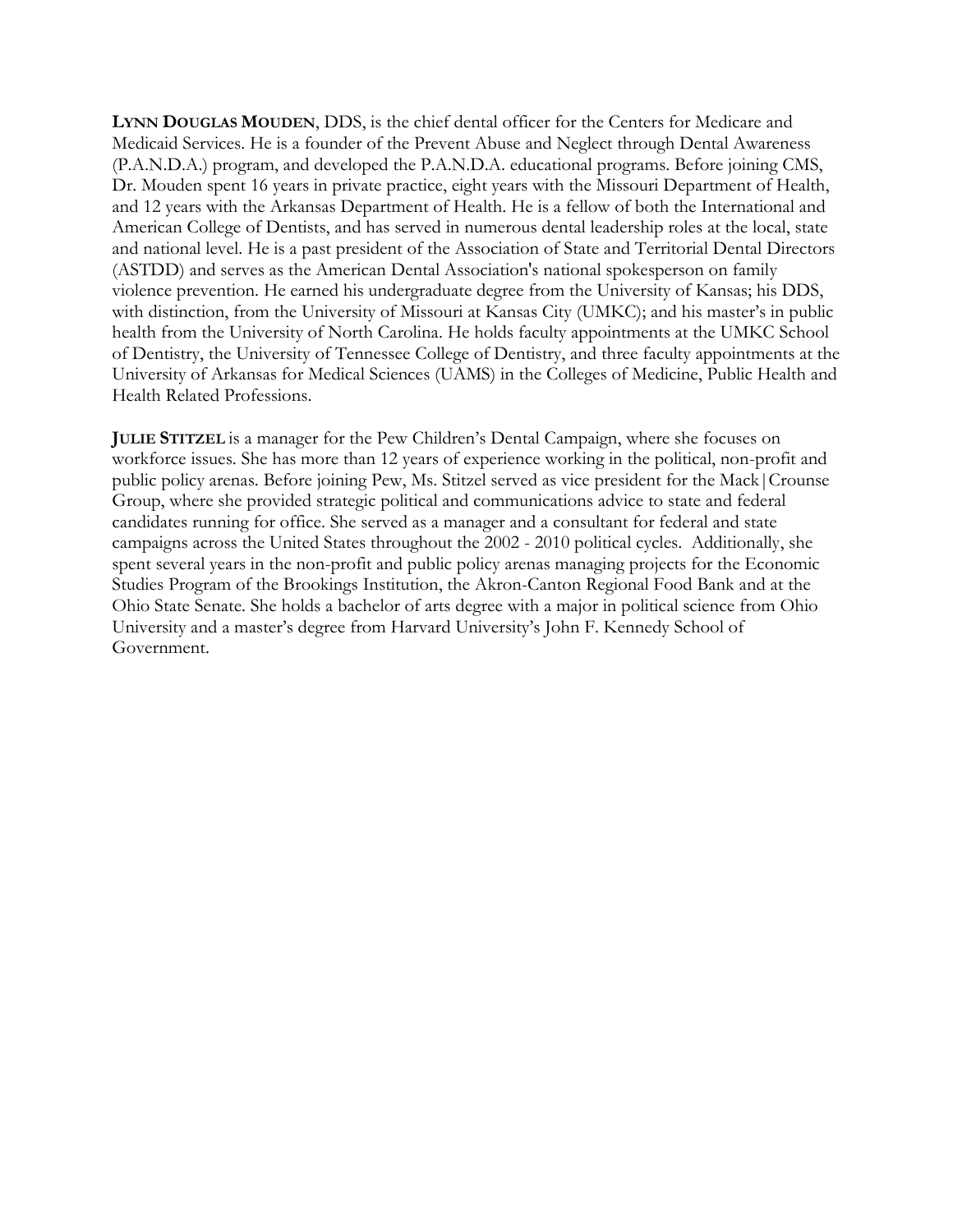**LYNN DOUGLAS MOUDEN**, DDS, is the chief dental officer for the Centers for Medicare and Medicaid Services. He is a founder of the Prevent Abuse and Neglect through Dental Awareness (P.A.N.D.A.) program, and developed the P.A.N.D.A. educational programs. Before joining CMS, Dr. Mouden spent 16 years in private practice, eight years with the Missouri Department of Health, and 12 years with the Arkansas Department of Health. He is a fellow of both the International and American College of Dentists, and has served in numerous dental leadership roles at the local, state and national level. He is a past president of the Association of State and Territorial Dental Directors (ASTDD) and serves as the American Dental Association's national spokesperson on family violence prevention. He earned his undergraduate degree from the University of Kansas; his DDS, with distinction, from the University of Missouri at Kansas City (UMKC); and his master's in public health from the University of North Carolina. He holds faculty appointments at the UMKC School of Dentistry, the University of Tennessee College of Dentistry, and three faculty appointments at the University of Arkansas for Medical Sciences (UAMS) in the Colleges of Medicine, Public Health and Health Related Professions.

**JULIE STITZEL** is a manager for the Pew Children's Dental Campaign, where she focuses on workforce issues. She has more than 12 years of experience working in the political, non-profit and public policy arenas. Before joining Pew, Ms. Stitzel served as vice president for the Mack|Crounse Group, where she provided strategic political and communications advice to state and federal candidates running for office. She served as a manager and a consultant for federal and state campaigns across the United States throughout the 2002 - 2010 political cycles. Additionally, she spent several years in the non-profit and public policy arenas managing projects for the Economic Studies Program of the Brookings Institution, the Akron-Canton Regional Food Bank and at the Ohio State Senate. She holds a bachelor of arts degree with a major in political science from Ohio University and a master's degree from Harvard University's John F. Kennedy School of Government.